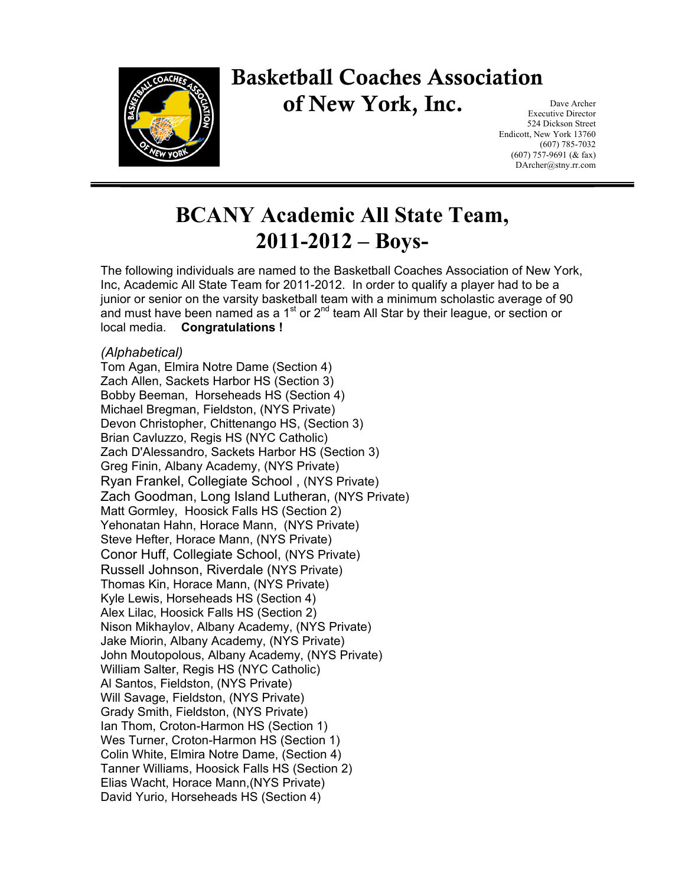# Basketball Coaches Association of New York, Inc.

Dave Archer
Executive Director
524 Dickson Street
Endicott, New York 13760
(607) 785-7032
(607) 757-9691 (& fax)
DArcher@stny.rr.com

## BCANY Academic All State Team, 2011-2012 – Boys-

The following individuals are named to the Basketball Coaches Association of New York, Inc, Academic All State Team for 2011-2012. In order to qualify a player had to be a junior or senior on the varsity basketball team with a minimum scholastic average of 90 and must have been named as a 1st or 2nd team All Star by their league, or section or local media. **Congratulations !**

*(Alphabetical)*

Tom Agan, Elmira Notre Dame (Section 4)
Zach Allen, Sackets Harbor HS (Section 3)
Bobby Beeman, Horseheads HS (Section 4)
Michael Bregman, Fieldston, (NYS Private)
Devon Christopher, Chittenango HS, (Section 3)
Brian Cavluzzo, Regis HS (NYC Catholic)
Zach D'Alessandro, Sackets Harbor HS (Section 3)
Greg Finin, Albany Academy, (NYS Private)
Ryan Frankel, Collegiate School , (NYS Private)
Zach Goodman, Long Island Lutheran, (NYS Private)
Matt Gormley, Hoosick Falls HS (Section 2)
Yehonatan Hahn, Horace Mann, (NYS Private)
Steve Hefter, Horace Mann, (NYS Private)
Conor Huff, Collegiate School, (NYS Private)
Russell Johnson, Riverdale (NYS Private)
Thomas Kin, Horace Mann, (NYS Private)
Kyle Lewis, Horseheads HS (Section 4)
Alex Lilac, Hoosick Falls HS (Section 2)
Nison Mikhaylov, Albany Academy, (NYS Private)
Jake Miorin, Albany Academy, (NYS Private)
John Moutopolous, Albany Academy, (NYS Private)
William Salter, Regis HS (NYC Catholic)
Al Santos, Fieldston, (NYS Private)
Will Savage, Fieldston, (NYS Private)
Grady Smith, Fieldston, (NYS Private)
Ian Thom, Croton-Harmon HS (Section 1)
Wes Turner, Croton-Harmon HS (Section 1)
Colin White, Elmira Notre Dame, (Section 4)
Tanner Williams, Hoosick Falls HS (Section 2)
Elias Wacht, Horace Mann,(NYS Private)
David Yurio, Horseheads HS (Section 4)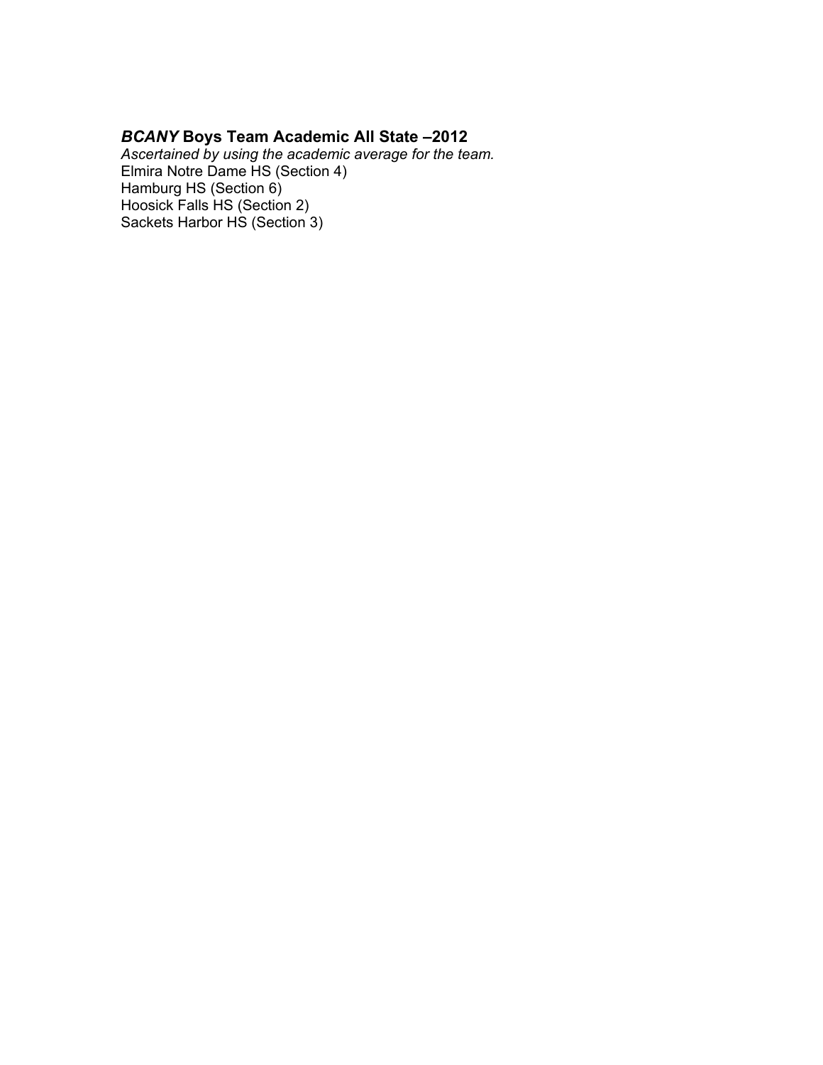### *BCANY* Boys Team Academic All State –2012

*Ascertained by using the academic average for the team.*

Elmira Notre Dame HS (Section 4)
Hamburg HS (Section 6)
Hoosick Falls HS (Section 2)
Sackets Harbor HS (Section 3)